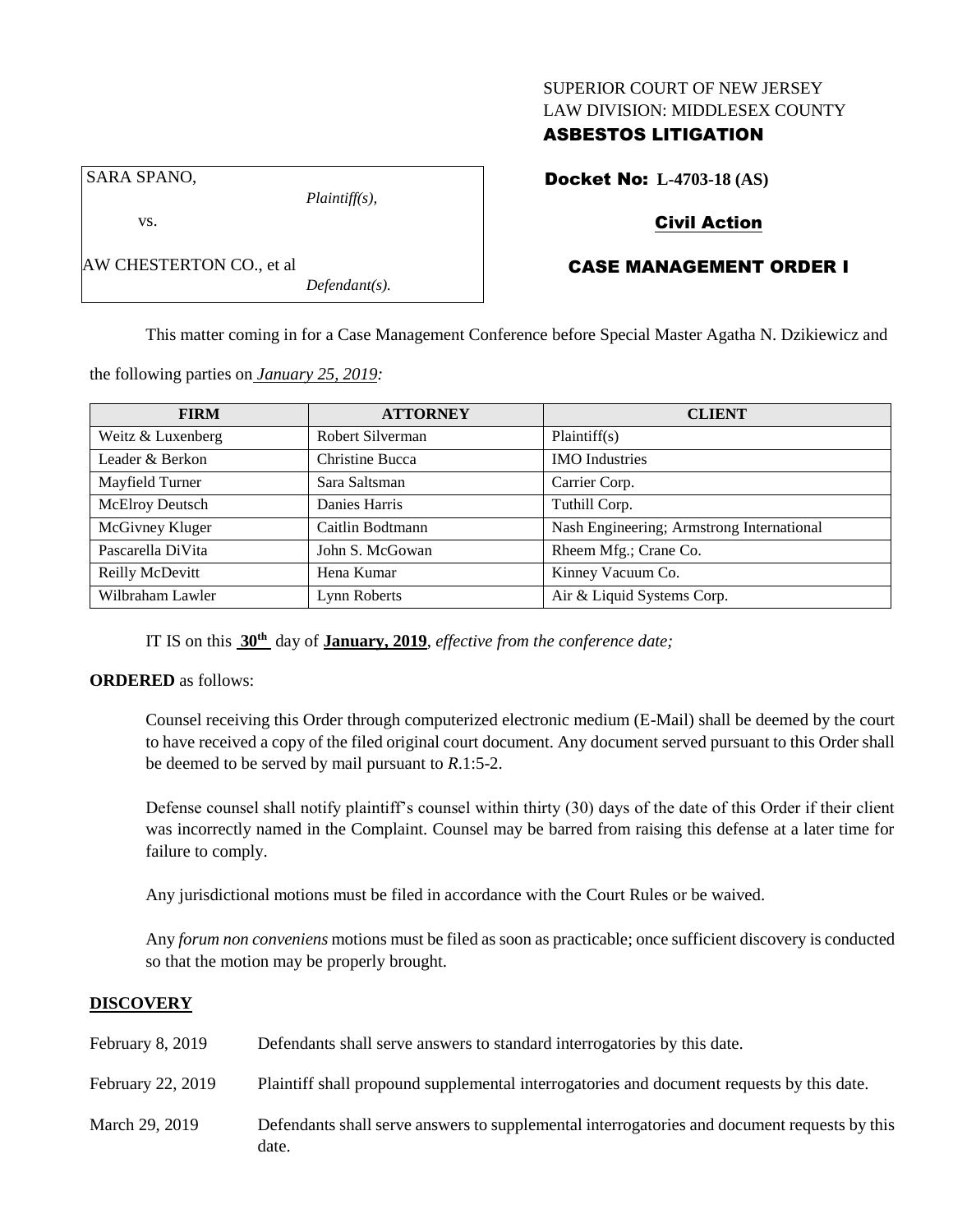SUPERIOR COURT OF NEW JERSEY
LAW DIVISION: MIDDLESEX COUNTY

**ASBESTOS LITIGATION**

| SARA SPANO, | |
|---|---|
| | *Plaintiff(s),* |
| vs. | |
| AW CHESTERTON CO., et al | |
| | *Defendant(s).* |

**Docket No: L-4703-18 (AS)**

**Civil Action**

**CASE MANAGEMENT ORDER I**

This matter coming in for a Case Management Conference before Special Master Agatha N. Dzikiewicz and the following parties on *January 25, 2019:*

| FIRM | ATTORNEY | CLIENT |
|---|---|---|
| Weitz & Luxenberg | Robert Silverman | Plaintiff(s) |
| Leader & Berkon | Christine Bucca | IMO Industries |
| Mayfield Turner | Sara Saltsman | Carrier Corp. |
| McElroy Deutsch | Danies Harris | Tuthill Corp. |
| McGivney Kluger | Caitlin Bodtmann | Nash Engineering; Armstrong International |
| Pascarella DiVita | John S. McGowan | Rheem Mfg.; Crane Co. |
| Reilly McDevitt | Hena Kumar | Kinney Vacuum Co. |
| Wilbraham Lawler | Lynn Roberts | Air & Liquid Systems Corp. |

IT IS on this **30th** day of **January, 2019**, *effective from the conference date;*

**ORDERED** as follows:

Counsel receiving this Order through computerized electronic medium (E-Mail) shall be deemed by the court to have received a copy of the filed original court document. Any document served pursuant to this Order shall be deemed to be served by mail pursuant to *R*.1:5-2.

Defense counsel shall notify plaintiff's counsel within thirty (30) days of the date of this Order if their client was incorrectly named in the Complaint. Counsel may be barred from raising this defense at a later time for failure to comply.

Any jurisdictional motions must be filed in accordance with the Court Rules or be waived.

Any *forum non conveniens* motions must be filed as soon as practicable; once sufficient discovery is conducted so that the motion may be properly brought.

**DISCOVERY**

February 8, 2019 — Defendants shall serve answers to standard interrogatories by this date.

February 22, 2019 — Plaintiff shall propound supplemental interrogatories and document requests by this date.

March 29, 2019 — Defendants shall serve answers to supplemental interrogatories and document requests by this date.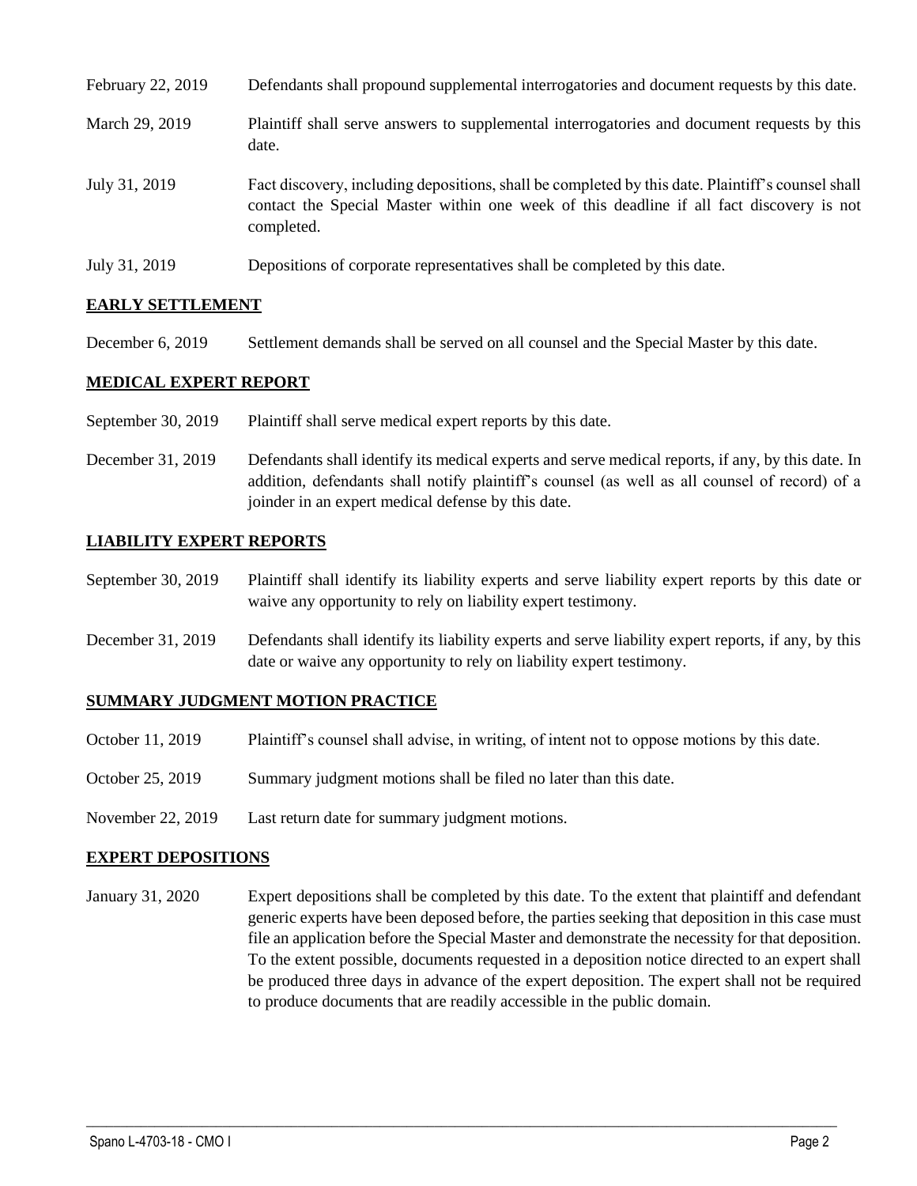| | |
|---|---|
| February 22, 2019 | Defendants shall propound supplemental interrogatories and document requests by this date. |
| March 29, 2019 | Plaintiff shall serve answers to supplemental interrogatories and document requests by this date. |
| July 31, 2019 | Fact discovery, including depositions, shall be completed by this date. Plaintiff's counsel shall contact the Special Master within one week of this deadline if all fact discovery is not completed. |
| July 31, 2019 | Depositions of corporate representatives shall be completed by this date. |

## EARLY SETTLEMENT

| | |
|---|---|
| December 6, 2019 | Settlement demands shall be served on all counsel and the Special Master by this date. |

## MEDICAL EXPERT REPORT

| | |
|---|---|
| September 30, 2019 | Plaintiff shall serve medical expert reports by this date. |
| December 31, 2019 | Defendants shall identify its medical experts and serve medical reports, if any, by this date. In addition, defendants shall notify plaintiff's counsel (as well as all counsel of record) of a joinder in an expert medical defense by this date. |

## LIABILITY EXPERT REPORTS

| | |
|---|---|
| September 30, 2019 | Plaintiff shall identify its liability experts and serve liability expert reports by this date or waive any opportunity to rely on liability expert testimony. |
| December 31, 2019 | Defendants shall identify its liability experts and serve liability expert reports, if any, by this date or waive any opportunity to rely on liability expert testimony. |

## SUMMARY JUDGMENT MOTION PRACTICE

| | |
|---|---|
| October 11, 2019 | Plaintiff's counsel shall advise, in writing, of intent not to oppose motions by this date. |
| October 25, 2019 | Summary judgment motions shall be filed no later than this date. |
| November 22, 2019 | Last return date for summary judgment motions. |

## EXPERT DEPOSITIONS

| | |
|---|---|
| January 31, 2020 | Expert depositions shall be completed by this date. To the extent that plaintiff and defendant generic experts have been deposed before, the parties seeking that deposition in this case must file an application before the Special Master and demonstrate the necessity for that deposition. To the extent possible, documents requested in a deposition notice directed to an expert shall be produced three days in advance of the expert deposition. The expert shall not be required to produce documents that are readily accessible in the public domain. |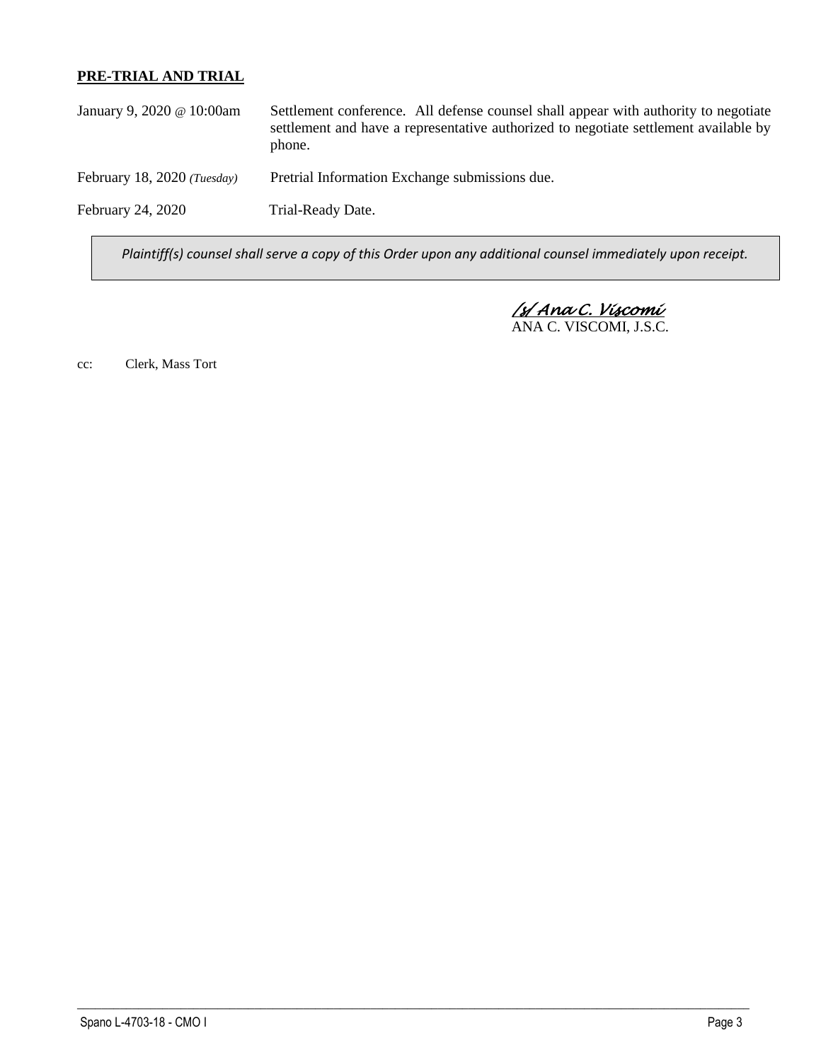**PRE-TRIAL AND TRIAL**

| | |
|---|---|
| January 9, 2020 @ 10:00am | Settlement conference. All defense counsel shall appear with authority to negotiate settlement and have a representative authorized to negotiate settlement available by phone. |
| February 18, 2020 *(Tuesday)* | Pretrial Information Exchange submissions due. |
| February 24, 2020 | Trial-Ready Date. |

*Plaintiff(s) counsel shall serve a copy of this Order upon any additional counsel immediately upon receipt.*

/s/ Ana C. Viscomi
ANA C. VISCOMI, J.S.C.

cc: Clerk, Mass Tort